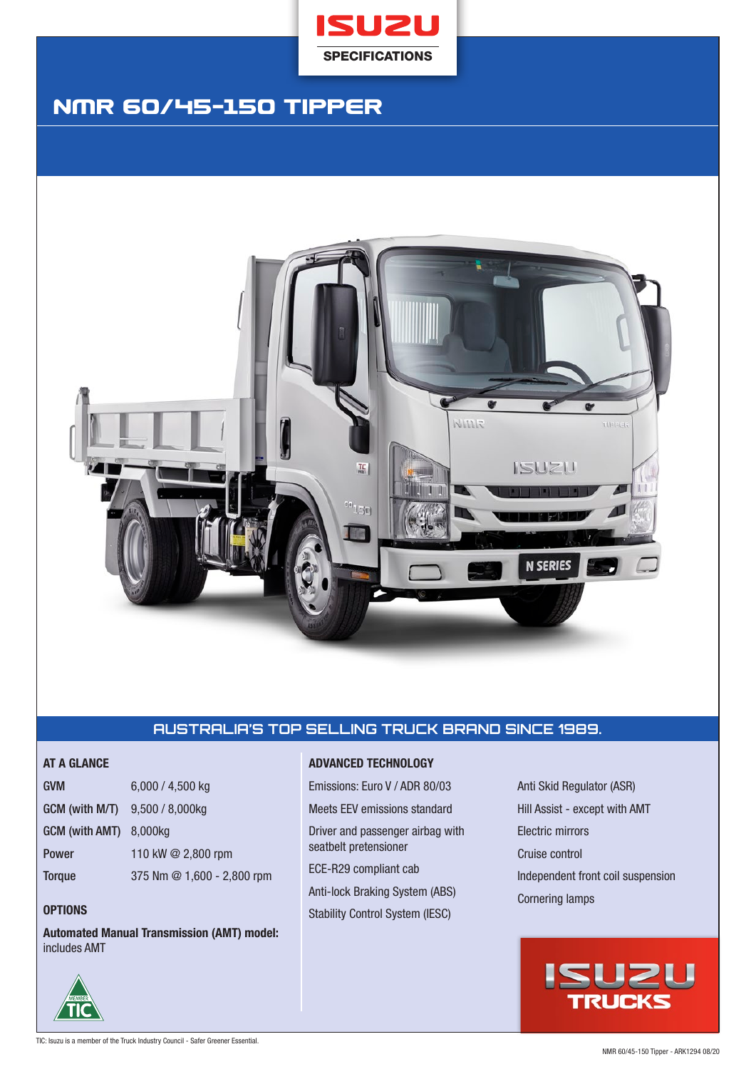ISUZU SPECIFICATIONS

# NMR 60/45-150 TIPPER

## AUSTRALIA'S TOP SELLING TRUCK BRAND SINCE 1989.

### AT A GLANCE

| | |
|---|---|
| GVM | 6,000 / 4,500 kg |
| GCM (with M/T) | 9,500 / 8,000kg |
| GCM (with AMT) | 8,000kg |
| Power | 110 kW @ 2,800 rpm |
| Torque | 375 Nm @ 1,600 - 2,800 rpm |

### OPTIONS

**Automated Manual Transmission (AMT) model:** includes AMT

### ADVANCED TECHNOLOGY

- Emissions: Euro V / ADR 80/03
- Meets EEV emissions standard
- Driver and passenger airbag with seatbelt pretensioner
- ECE-R29 compliant cab
- Anti-lock Braking System (ABS)
- Stability Control System (IESC)
- Anti Skid Regulator (ASR)
- Hill Assist - except with AMT
- Electric mirrors
- Cruise control
- Independent front coil suspension
- Cornering lamps

ISUZU TRUCKS

TIC: Isuzu is a member of the Truck Industry Council - Safer Greener Essential.

NMR 60/45-150 Tipper - ARK1294 08/20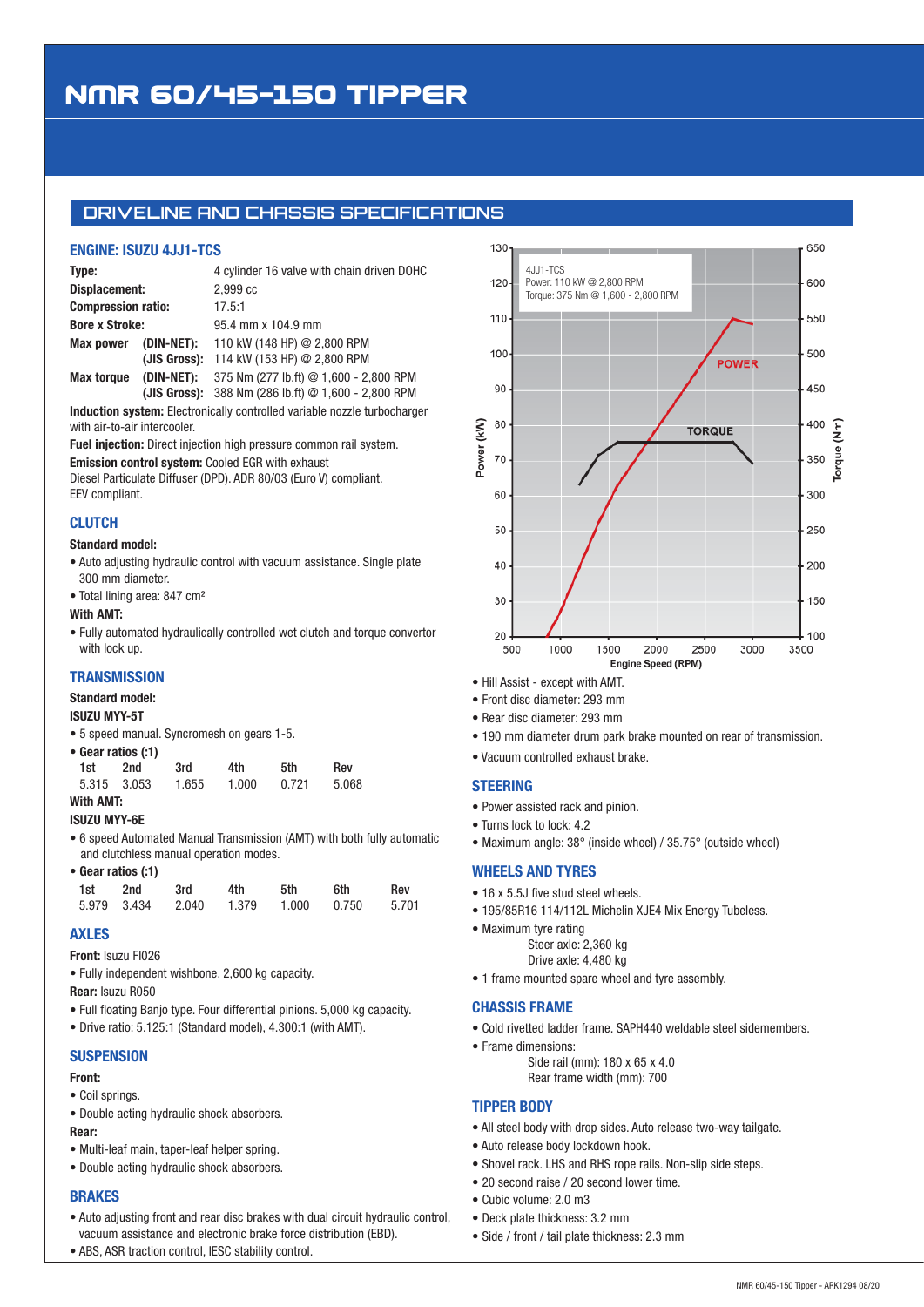# NMR 60/45-150 TIPPER

## DRIVELINE AND CHASSIS SPECIFICATIONS

### ENGINE: ISUZU 4JJ1-TCS

**Type:** 4 cylinder 16 valve with chain driven DOHC
**Displacement:** 2,999 cc
**Compression ratio:** 17.5:1
**Bore x Stroke:** 95.4 mm x 104.9 mm
**Max power (DIN-NET):** 110 kW (148 HP) @ 2,800 RPM
**(JIS Gross):** 114 kW (153 HP) @ 2,800 RPM
**Max torque (DIN-NET):** 375 Nm (277 lb.ft) @ 1,600 - 2,800 RPM
**(JIS Gross):** 388 Nm (286 lb.ft) @ 1,600 - 2,800 RPM

**Induction system:** Electronically controlled variable nozzle turbocharger with air-to-air intercooler.

**Fuel injection:** Direct injection high pressure common rail system.

**Emission control system:** Cooled EGR with exhaust Diesel Particulate Diffuser (DPD). ADR 80/03 (Euro V) compliant. EEV compliant.

### CLUTCH

**Standard model:**

- Auto adjusting hydraulic control with vacuum assistance. Single plate 300 mm diameter.
- Total lining area: 847 cm²

**With AMT:**

- Fully automated hydraulically controlled wet clutch and torque convertor with lock up.

### TRANSMISSION

**Standard model:**

**ISUZU MYY-5T**

- 5 speed manual. Syncromesh on gears 1-5.
- **Gear ratios (:1)**

| 1st | 2nd | 3rd | 4th | 5th | Rev |
|---|---|---|---|---|---|
| 5.315 | 3.053 | 1.655 | 1.000 | 0.721 | 5.068 |

**With AMT:**

**ISUZU MYY-6E**

- 6 speed Automated Manual Transmission (AMT) with both fully automatic and clutchless manual operation modes.
- **Gear ratios (:1)**

| 1st | 2nd | 3rd | 4th | 5th | 6th | Rev |
|---|---|---|---|---|---|---|
| 5.979 | 3.434 | 2.040 | 1.379 | 1.000 | 0.750 | 5.701 |

### AXLES

**Front:** Isuzu FI026

- Fully independent wishbone. 2,600 kg capacity.

**Rear:** Isuzu R050

- Full floating Banjo type. Four differential pinions. 5,000 kg capacity.
- Drive ratio: 5.125:1 (Standard model), 4.300:1 (with AMT).

### SUSPENSION

**Front:**

- Coil springs.
- Double acting hydraulic shock absorbers.

**Rear:**

- Multi-leaf main, taper-leaf helper spring.
- Double acting hydraulic shock absorbers.

### BRAKES

- Auto adjusting front and rear disc brakes with dual circuit hydraulic control, vacuum assistance and electronic brake force distribution (EBD).
- ABS, ASR traction control, IESC stability control.
- Hill Assist - except with AMT.
- Front disc diameter: 293 mm
- Rear disc diameter: 293 mm
- 190 mm diameter drum park brake mounted on rear of transmission.
- Vacuum controlled exhaust brake.

### STEERING

- Power assisted rack and pinion.
- Turns lock to lock: 4.2
- Maximum angle: 38° (inside wheel) / 35.75° (outside wheel)

### WHEELS AND TYRES

- 16 x 5.5J five stud steel wheels.
- 195/85R16 114/112L Michelin XJE4 Mix Energy Tubeless.
- Maximum tyre rating
  - Steer axle: 2,360 kg
  - Drive axle: 4,480 kg
- 1 frame mounted spare wheel and tyre assembly.

### CHASSIS FRAME

- Cold rivetted ladder frame. SAPH440 weldable steel sidemembers.
- Frame dimensions:
  - Side rail (mm): 180 x 65 x 4.0
  - Rear frame width (mm): 700

### TIPPER BODY

- All steel body with drop sides. Auto release two-way tailgate.
- Auto release body lockdown hook.
- Shovel rack. LHS and RHS rope rails. Non-slip side steps.
- 20 second raise / 20 second lower time.
- Cubic volume: 2.0 m3
- Deck plate thickness: 3.2 mm
- Side / front / tail plate thickness: 2.3 mm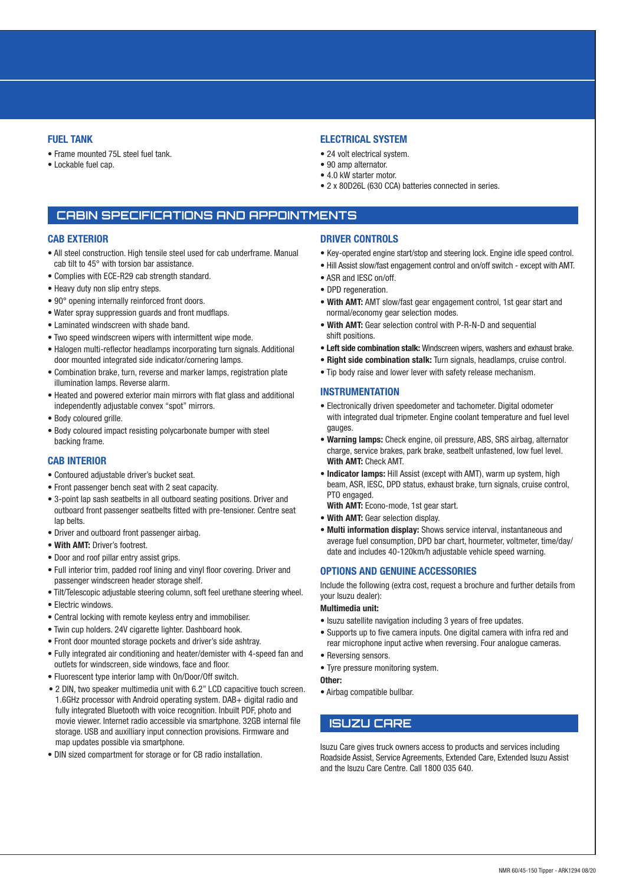### FUEL TANK

- Frame mounted 75L steel fuel tank.
- Lockable fuel cap.

### ELECTRICAL SYSTEM

- 24 volt electrical system.
- 90 amp alternator.
- 4.0 kW starter motor.
- 2 x 80D26L (630 CCA) batteries connected in series.

## CABIN SPECIFICATIONS AND APPOINTMENTS

### CAB EXTERIOR

- All steel construction. High tensile steel used for cab underframe. Manual cab tilt to 45° with torsion bar assistance.
- Complies with ECE-R29 cab strength standard.
- Heavy duty non slip entry steps.
- 90° opening internally reinforced front doors.
- Water spray suppression guards and front mudflaps.
- Laminated windscreen with shade band.
- Two speed windscreen wipers with intermittent wipe mode.
- Halogen multi-reflector headlamps incorporating turn signals. Additional door mounted integrated side indicator/cornering lamps.
- Combination brake, turn, reverse and marker lamps, registration plate illumination lamps. Reverse alarm.
- Heated and powered exterior main mirrors with flat glass and additional independently adjustable convex "spot" mirrors.
- Body coloured grille.
- Body coloured impact resisting polycarbonate bumper with steel backing frame.

### CAB INTERIOR

- Contoured adjustable driver's bucket seat.
- Front passenger bench seat with 2 seat capacity.
- 3-point lap sash seatbelts in all outboard seating positions. Driver and outboard front passenger seatbelts fitted with pre-tensioner. Centre seat lap belts.
- Driver and outboard front passenger airbag.
- **With AMT:** Driver's footrest.
- Door and roof pillar entry assist grips.
- Full interior trim, padded roof lining and vinyl floor covering. Driver and passenger windscreen header storage shelf.
- Tilt/Telescopic adjustable steering column, soft feel urethane steering wheel.
- Electric windows.
- Central locking with remote keyless entry and immobiliser.
- Twin cup holders. 24V cigarette lighter. Dashboard hook.
- Front door mounted storage pockets and driver's side ashtray.
- Fully integrated air conditioning and heater/demister with 4-speed fan and outlets for windscreen, side windows, face and floor.
- Fluorescent type interior lamp with On/Door/Off switch.
- 2 DIN, two speaker multimedia unit with 6.2" LCD capacitive touch screen. 1.6GHz processor with Android operating system. DAB+ digital radio and fully integrated Bluetooth with voice recognition. Inbuilt PDF, photo and movie viewer. Internet radio accessible via smartphone. 32GB internal file storage. USB and auxilliary input connection provisions. Firmware and map updates possible via smartphone.
- DIN sized compartment for storage or for CB radio installation.

### DRIVER CONTROLS

- Key-operated engine start/stop and steering lock. Engine idle speed control.
- Hill Assist slow/fast engagement control and on/off switch - except with AMT.
- ASR and IESC on/off.
- DPD regeneration.
- **With AMT:** AMT slow/fast gear engagement control, 1st gear start and normal/economy gear selection modes.
- **With AMT:** Gear selection control with P-R-N-D and sequential shift positions.
- **Left side combination stalk:** Windscreen wipers, washers and exhaust brake.
- **Right side combination stalk:** Turn signals, headlamps, cruise control.
- Tip body raise and lower lever with safety release mechanism.

### INSTRUMENTATION

- Electronically driven speedometer and tachometer. Digital odometer with integrated dual tripmeter. Engine coolant temperature and fuel level gauges.
- **Warning lamps:** Check engine, oil pressure, ABS, SRS airbag, alternator charge, service brakes, park brake, seatbelt unfastened, low fuel level. **With AMT:** Check AMT.
- **Indicator lamps:** Hill Assist (except with AMT), warm up system, high beam, ASR, IESC, DPD status, exhaust brake, turn signals, cruise control, PTO engaged.
  **With AMT:** Econo-mode, 1st gear start.
- **With AMT:** Gear selection display.
- **Multi information display:** Shows service interval, instantaneous and average fuel consumption, DPD bar chart, hourmeter, voltmeter, time/day/date and includes 40-120km/h adjustable vehicle speed warning.

### OPTIONS AND GENUINE ACCESSORIES

Include the following (extra cost, request a brochure and further details from your Isuzu dealer):

**Multimedia unit:**

- Isuzu satellite navigation including 3 years of free updates.
- Supports up to five camera inputs. One digital camera with infra red and rear microphone input active when reversing. Four analogue cameras.
- Reversing sensors.
- Tyre pressure monitoring system.

**Other:**

- Airbag compatible bullbar.

## ISUZU CARE

Isuzu Care gives truck owners access to products and services including Roadside Assist, Service Agreements, Extended Care, Extended Isuzu Assist and the Isuzu Care Centre. Call 1800 035 640.

NMR 60/45-150 Tipper - ARK1294 08/20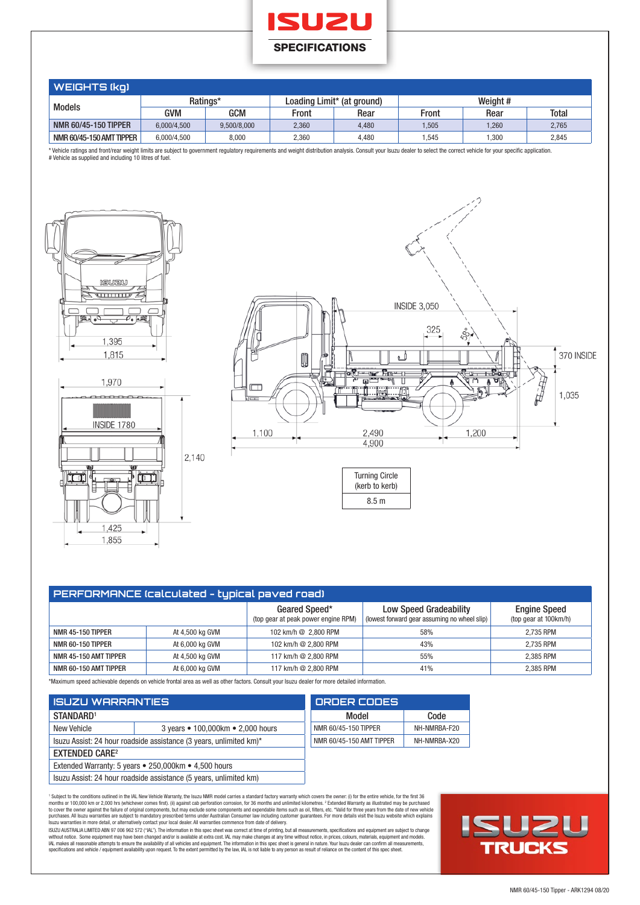# ISUZU SPECIFICATIONS

## WEIGHTS (kg)

| Models | Ratings* | | Loading Limit* (at ground) | | Weight # | | |
|---|---|---|---|---|---|---|---|
| | GVM | GCM | Front | Rear | Front | Rear | Total |
| NMR 60/45-150 TIPPER | 6,000/4,500 | 9,500/8,000 | 2,360 | 4,480 | 1,505 | 1,260 | 2,765 |
| NMR 60/45-150 AMT TIPPER | 6,000/4,500 | 8,000 | 2,360 | 4,480 | 1,545 | 1,300 | 2,845 |

\* Vehicle ratings and front/rear weight limits are subject to government regulatory requirements and weight distribution analysis. Consult your Isuzu dealer to select the correct vehicle for your specific application.
# Vehicle as supplied and including 10 litres of fuel.

1,395
1,815
1,970
INSIDE 1780
2,140
1,425
1,855
INSIDE 3,050
325
58°
370 INSIDE
1,035
1,100
2,490
1,200
4,900

| Turning Circle (kerb to kerb) |
|---|
| 8.5 m |

## PERFORMANCE (calculated - typical paved road)

| | | Geared Speed* (top gear at peak power engine RPM) | Low Speed Gradeability (lowest forward gear assuming no wheel slip) | Engine Speed (top gear at 100km/h) |
|---|---|---|---|---|
| NMR 45-150 TIPPER | At 4,500 kg GVM | 102 km/h @ 2,800 RPM | 58% | 2,735 RPM |
| NMR 60-150 TIPPER | At 6,000 kg GVM | 102 km/h @ 2,800 RPM | 43% | 2,735 RPM |
| NMR 45-150 AMT TIPPER | At 4,500 kg GVM | 117 km/h @ 2,800 RPM | 55% | 2,385 RPM |
| NMR 60-150 AMT TIPPER | At 6,000 kg GVM | 117 km/h @ 2,800 RPM | 41% | 2,385 RPM |

\*Maximum speed achievable depends on vehicle frontal area as well as other factors. Consult your Isuzu dealer for more detailed information.

## ISUZU WARRANTIES

| STANDARD[1] | |
|---|---|
| New Vehicle | 3 years • 100,000km • 2,000 hours |
| Isuzu Assist: 24 hour roadside assistance (3 years, unlimited km)* | |
| **EXTENDED CARE[2]** | |
| Extended Warranty: 5 years • 250,000km • 4,500 hours | |
| Isuzu Assist: 24 hour roadside assistance (5 years, unlimited km) | |

## ORDER CODES

| Model | Code |
|---|---|
| NMR 60/45-150 TIPPER | NH-NMRBA-F20 |
| NMR 60/45-150 AMT TIPPER | NH-NMRBA-X20 |

[1] Subject to the conditions outlined in the IAL New Vehicle Warranty, the Isuzu NMR model carries a standard factory warranty which covers the owner: (i) for the entire vehicle, for the first 36 months or 100,000 km or 2,000 hrs (whichever comes first). (ii) against cab perforation corrosion, for 36 months and unlimited kilometres. [2] Extended Warranty as illustrated may be purchased to cover the owner against the failure of original components, but may exclude some components and expendable items such as oil, filters, etc. *Valid for three years from the date of new vehicle purchases. All Isuzu warranties are subject to mandatory prescribed terms under Australian Consumer law including customer guarantees. For more details visit the Isuzu website which explains Isuzu warranties in more detail, or alternatively contact your local dealer. All warranties commence from date of delivery.

ISUZU AUSTRALIA LIMITED ABN 97 006 962 572 ("IAL"). The information in this spec sheet was correct at time of printing, but all measurements, specifications and equipment are subject to change without notice. Some equipment may have been changed and/or is available at extra cost. IAL may make changes at any time without notice, in prices, colours, materials, equipment and models. IAL makes all reasonable attempts to ensure the availability of all vehicles and equipment. The information in this spec sheet is general in nature. Your Isuzu dealer can confirm all measurements, specifications and vehicle / equipment availability upon request. To the extent permitted by the law, IAL is not liable to any person as result of reliance on the content of this spec sheet.

ISUZU TRUCKS

NMR 60/45-150 Tipper - ARK1294 08/20